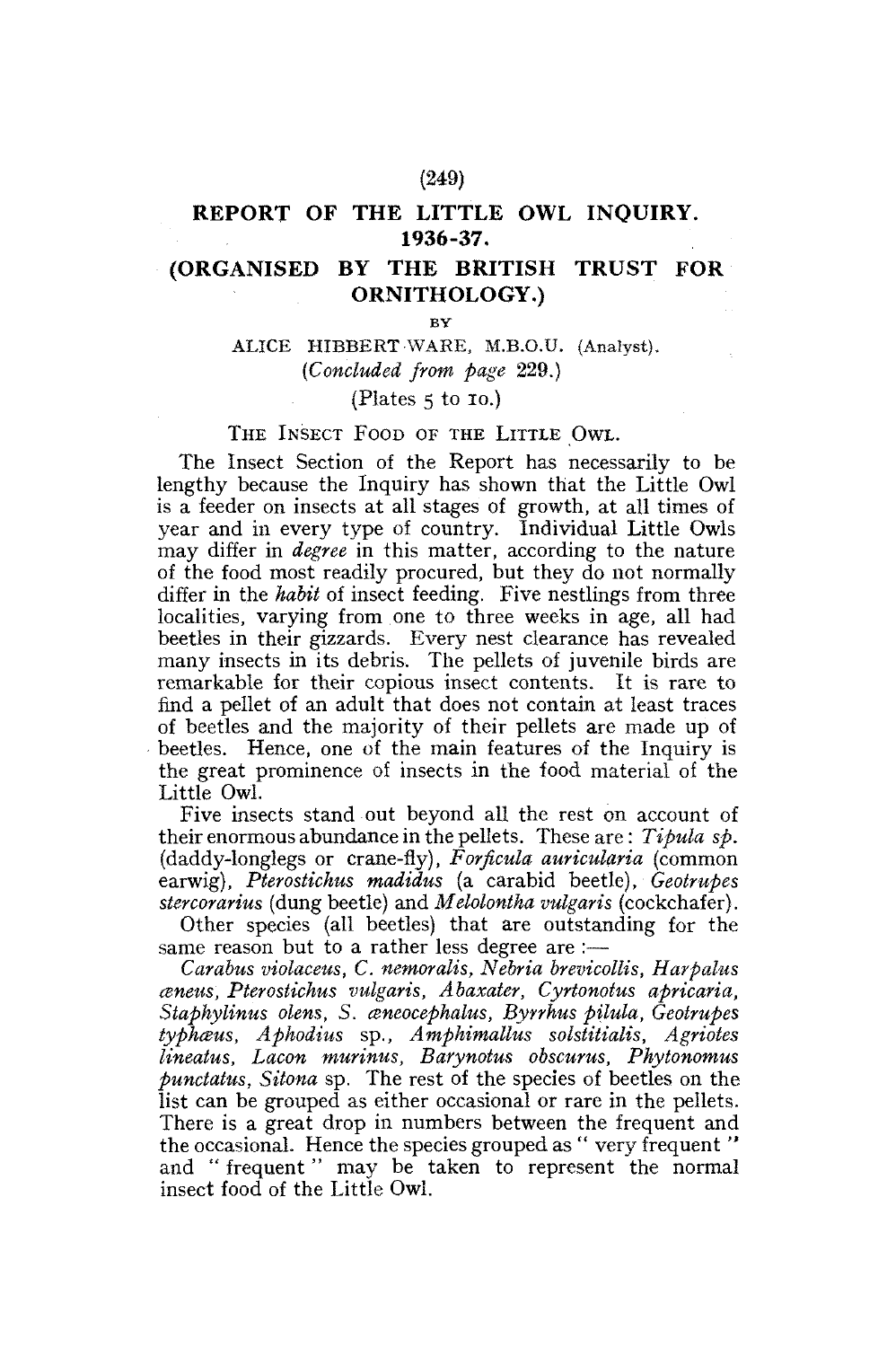# REPORT OF THE LITTLE OWL INQUIRY. 1936-37.

## (ORGANISED BY THE BRITISH TRUST FOR ORNITHOLOGY.)

BY

ALICE HIBBERT-WARE, M.B.O.U. (Analyst).

(*Concluded from page* 229.)

(Plates 5 to 10.)

### THE INSECT FOOD OF THE LITTLE OWL.

The Insect Section of the Report has necessarily to be lengthy because the Inquiry has shown that the Little Owl is a feeder on insects at all stages of growth, at all times of year and in every type of country. Individual Little Owls may differ in *degree* in this matter, according to the nature of the food most readily procured, but they do not normally differ in the *habit* of insect feeding. Five nestlings from three localities, varying from one to three weeks in age, all had beetles in their gizzards. Every nest clearance has revealed many insects in its debris. The pellets of juvenile birds are remarkable for their copious insect contents. It is rare to find a pellet of an adult that does not contain at least traces of beetles and the majority of their pellets are made up of beetles. Hence, one of the main features of the Inquiry is the great prominence of insects in the food material of the Little Owl.

Five insects stand out beyond all the rest on account of their enormous abundance in the pellets. These are: *Tipula sp.* (daddy-longlegs or crane-fly), *Forficula auricularia* (common earwig), *Pterostichus madidus* (a carabid beetle), *Geotrupes stercorarius* (dung beetle) and *Melolontha vulgaris* (cockchafer).

Other species (all beetles) that are outstanding for the same reason but to a rather less degree are :—

*Carabus violaceus, C. nemoralis, Nebria brevicollis, Harpalus æneus, Pterostichus vulgaris, Abaxater, Cyrtonotus apricaria, Staphylinus olens, S. æneocephalus, Byrrhus pilula, Geotrupes typhæus, Aphodius* sp., *Amphimallus solstitialis, Agriotes lineatus, Lacon murinus, Barynotus obscurus, Phytonomus punctatus, Sitona* sp. The rest of the species of beetles on the list can be grouped as either occasional or rare in the pellets. There is a great drop in numbers between the frequent and the occasional. Hence the species grouped as " very frequent " and " frequent " may be taken to represent the normal insect food of the Little Owl.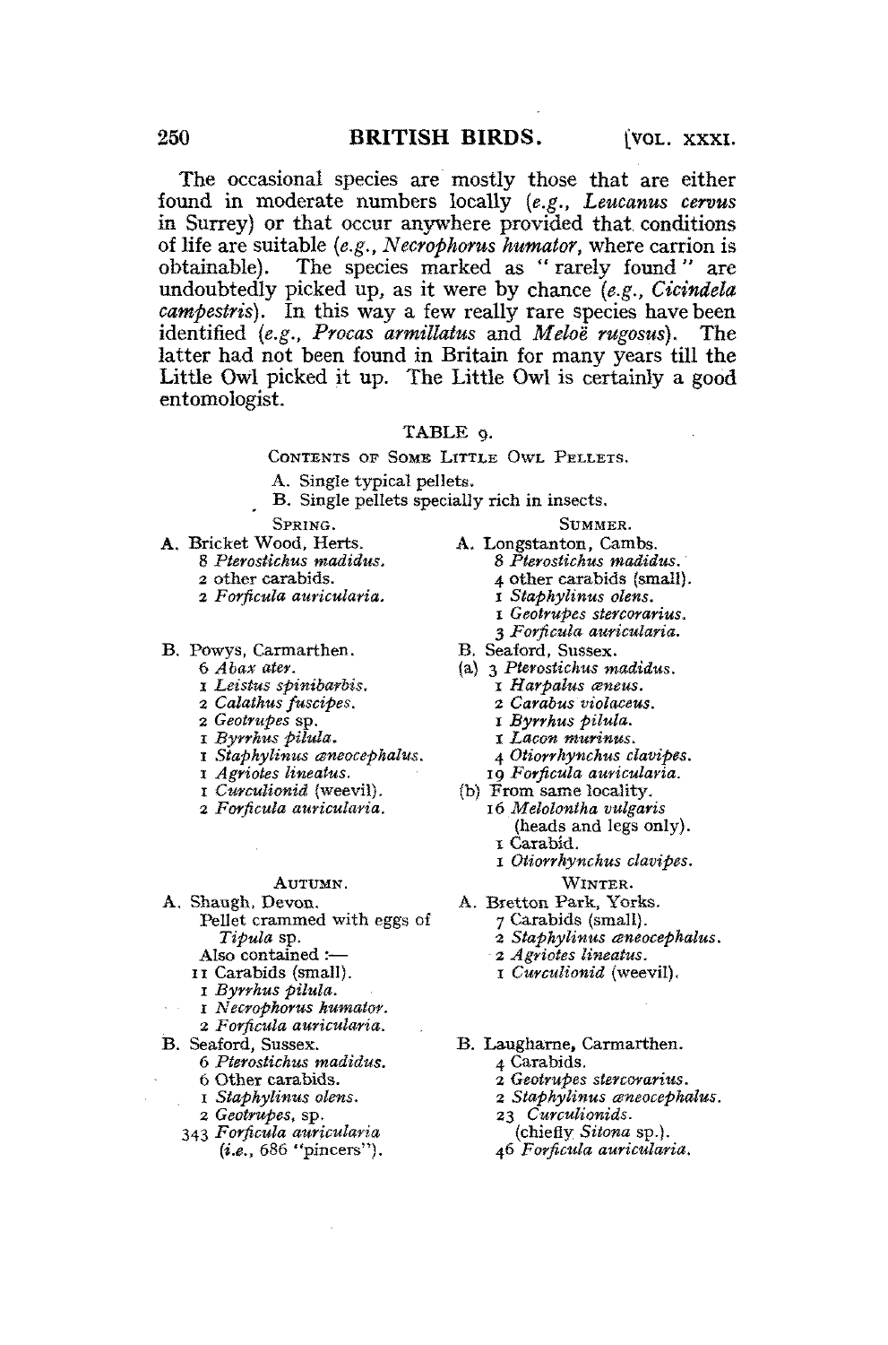The occasional species are mostly those that are either found in moderate numbers locally (*e.g., Leucanus cervus* in Surrey) or that occur anywhere provided that conditions of life are suitable (*e.g., Necrophorus humator*, where carrion is obtainable). The species marked as "rarely found" are undoubtedly picked up, as it were by chance (*e.g., Cicindela campestris*). In this way a few really rare species have been identified (*e.g., Procas armillatus* and *Meloë rugosus*). The latter had not been found in Britain for many years till the Little Owl picked it up. The Little Owl is certainly a good entomologist.

TABLE 9.

CONTENTS OF SOME LITTLE OWL PELLETS.

A. Single typical pellets.
B. Single pellets specially rich in insects.

SPRING.

A. Bricket Wood, Herts.
- 8 *Pterostichus madidus.*
- 2 other carabids.
- 2 *Forficula auricularia.*

B. Powys, Carmarthen.
- 6 *Abax ater.*
- 1 *Leistus spinibarbis.*
- 2 *Calathus fuscipes.*
- 2 *Geotrupes* sp.
- 1 *Byrrhus pilula.*
- 1 *Staphylinus æneocephalus.*
- 1 *Agriotes lineatus.*
- 1 *Curculionid* (weevil).
- 2 *Forficula auricularia.*

SUMMER.

A. Longstanton, Cambs.
- 8 *Pterostichus madidus.*
- 4 other carabids (small).
- 1 *Staphylinus olens.*
- 1 *Geotrupes stercorarius.*
- 3 *Forficula auricularia.*

B. Seaford, Sussex.

(a)
- 3 *Pterostichus madidus.*
- 1 *Harpalus æneus.*
- 2 *Carabus violaceus.*
- 1 *Byrrhus pilula.*
- 1 *Lacon murinus.*
- 4 *Otiorrhynchus clavipes.*
- 19 *Forficula auricularia.*

(b) From same locality.
- 16 *Melolontha vulgaris* (heads and legs only).
- 1 Carabid.
- 1 *Otiorrhynchus clavipes.*

AUTUMN.

A. Shaugh, Devon.
Pellet crammed with eggs of *Tipula* sp.
Also contained :—
- 11 Carabids (small).
- 1 *Byrrhus pilula.*
- 1 *Necrophorus humator.*
- 2 *Forficula auricularia.*

B. Seaford, Sussex.
- 6 *Pterostichus madidus.*
- 6 Other carabids.
- 1 *Staphylinus olens.*
- 2 *Geotrupes,* sp.
- 343 *Forficula auricularia* (*i.e.,* 686 "pincers").

WINTER.

A. Bretton Park, Yorks.
- 7 Carabids (small).
- 2 *Staphylinus æneocephalus.*
- 2 *Agriotes lineatus.*
- 1 *Curculionid* (weevil).

B. Laugharne, Carmarthen.
- 4 Carabids.
- 2 *Geotrupes stercorarius.*
- 2 *Staphylinus æneocephalus.*
- 23 *Curculionids.* (chiefly *Sitona* sp.).
- 46 *Forficula auricularia.*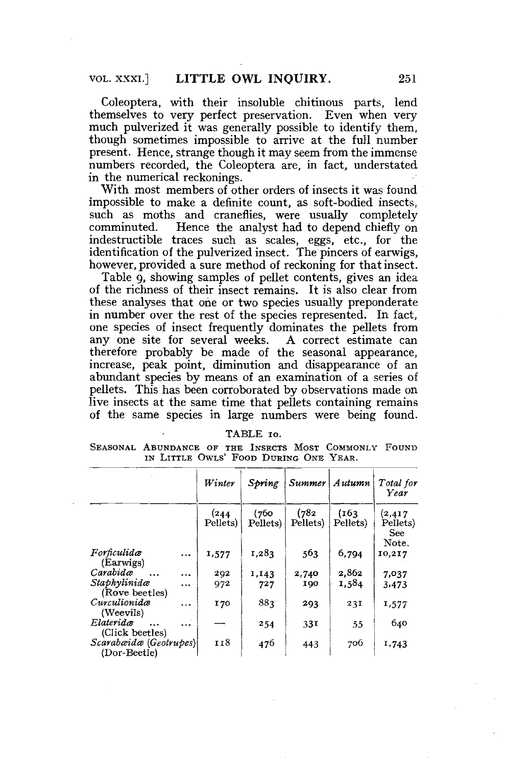Coleoptera, with their insoluble chitinous parts, lend themselves to very perfect preservation. Even when very much pulverized it was generally possible to identify them, though sometimes impossible to arrive at the full number present. Hence, strange though it may seem from the immense numbers recorded, the Coleoptera are, in fact, understated in the numerical reckonings.

With most members of other orders of insects it was found impossible to make a definite count, as soft-bodied insects, such as moths and craneflies, were usually completely comminuted. Hence the analyst had to depend chiefly on indestructible traces such as scales, eggs, etc., for the identification of the pulverized insect. The pincers of earwigs, however, provided a sure method of reckoning for that insect.

Table 9, showing samples of pellet contents, gives an idea of the richness of their insect remains. It is also clear from these analyses that one or two species usually preponderate in number over the rest of the species represented. In fact, one species of insect frequently dominates the pellets from any one site for several weeks. A correct estimate can therefore probably be made of the seasonal appearance, increase, peak point, diminution and disappearance of an abundant species by means of an examination of a series of pellets. This has been corroborated by observations made on live insects at the same time that pellets containing remains of the same species in large numbers were being found.

TABLE 10.

SEASONAL ABUNDANCE OF THE INSECTS MOST COMMONLY FOUND IN LITTLE OWLS' FOOD DURING ONE YEAR.

| | *Winter* | *Spring* | *Summer* | *Autumn* | *Total for Year* |
|---|---|---|---|---|---|
| | (244 Pellets) | (760 Pellets) | (782 Pellets) | (163 Pellets) | (2,417 Pellets) See Note. |
| *Forficulidæ* (Earwigs) | 1,577 | 1,283 | 563 | 6,794 | 10,217 |
| *Carabidæ* | 292 | 1,143 | 2,740 | 2,862 | 7,037 |
| *Staphylinidæ* (Rove beetles) | 972 | 727 | 190 | 1,584 | 3,473 |
| *Curculionidæ* (Weevils) | 170 | 883 | 293 | 231 | 1,577 |
| *Elateridæ* (Click beetles) | — | 254 | 331 | 55 | 640 |
| *Scarabæidæ* (*Geotrupes*) (Dor-Beetle) | 118 | 476 | 443 | 706 | 1,743 |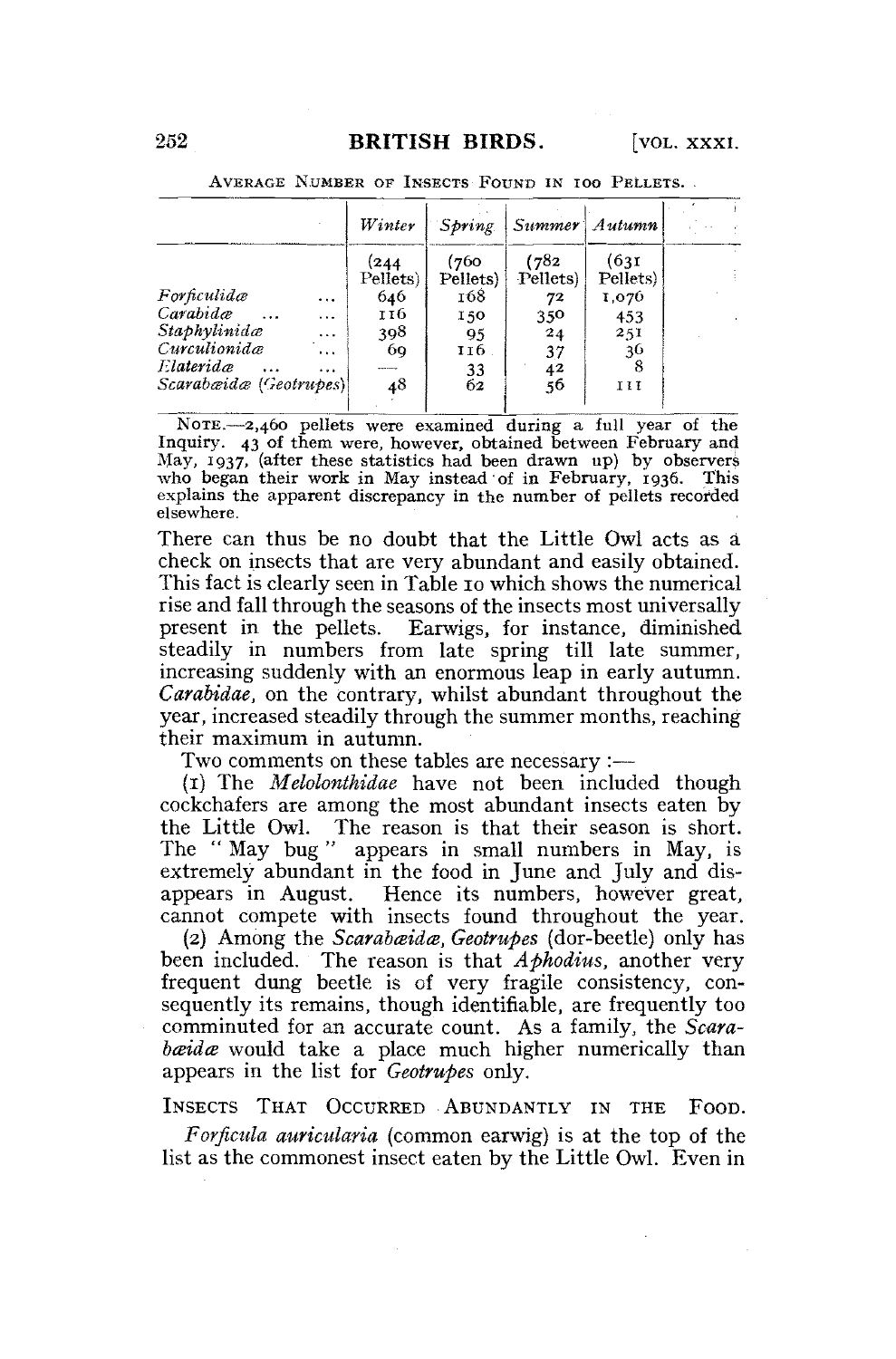AVERAGE NUMBER OF INSECTS FOUND IN 100 PELLETS.

| | *Winter* | *Spring* | *Summer* | *Autumn* |
|---|---|---|---|---|
| | (244 Pellets) | (760 Pellets) | (782 Pellets) | (631 Pellets) |
| *Forficulidæ* ... | 646 | 168 | 72 | 1,076 |
| *Carabidæ* ... ... | 116 | 150 | 350 | 453 |
| *Staphylinidæ* ... | 398 | 95 | 24 | 251 |
| *Curculionidæ* ... | 69 | 116 | 37 | 36 |
| *Elateridæ* ... ... | — | 33 | 42 | 8 |
| *Scarabæidæ* (*Geotrupes*) | 48 | 62 | 56 | 111 |

NOTE.—2,460 pellets were examined during a full year of the Inquiry. 43 of them were, however, obtained between February and May, 1937, (after these statistics had been drawn up) by observers who began their work in May instead of in February, 1936. This explains the apparent discrepancy in the number of pellets recorded elsewhere.

There can thus be no doubt that the Little Owl acts as a check on insects that are very abundant and easily obtained. This fact is clearly seen in Table 10 which shows the numerical rise and fall through the seasons of the insects most universally present in the pellets. Earwigs, for instance, diminished steadily in numbers from late spring till late summer, increasing suddenly with an enormous leap in early autumn. *Carabidae*, on the contrary, whilst abundant throughout the year, increased steadily through the summer months, reaching their maximum in autumn.

Two comments on these tables are necessary :—

(1) The *Melolonthidae* have not been included though cockchafers are among the most abundant insects eaten by the Little Owl. The reason is that their season is short. The "May bug" appears in small numbers in May, is extremely abundant in the food in June and July and disappears in August. Hence its numbers, however great, cannot compete with insects found throughout the year.

(2) Among the *Scarabæidæ*, *Geotrupes* (dor-beetle) only has been included. The reason is that *Aphodius*, another very frequent dung beetle is of very fragile consistency, consequently its remains, though identifiable, are frequently too comminuted for an accurate count. As a family, the *Scarabæidæ* would take a place much higher numerically than appears in the list for *Geotrupes* only.

INSECTS THAT OCCURRED ABUNDANTLY IN THE FOOD.

*Forficula auricularia* (common earwig) is at the top of the list as the commonest insect eaten by the Little Owl. Even in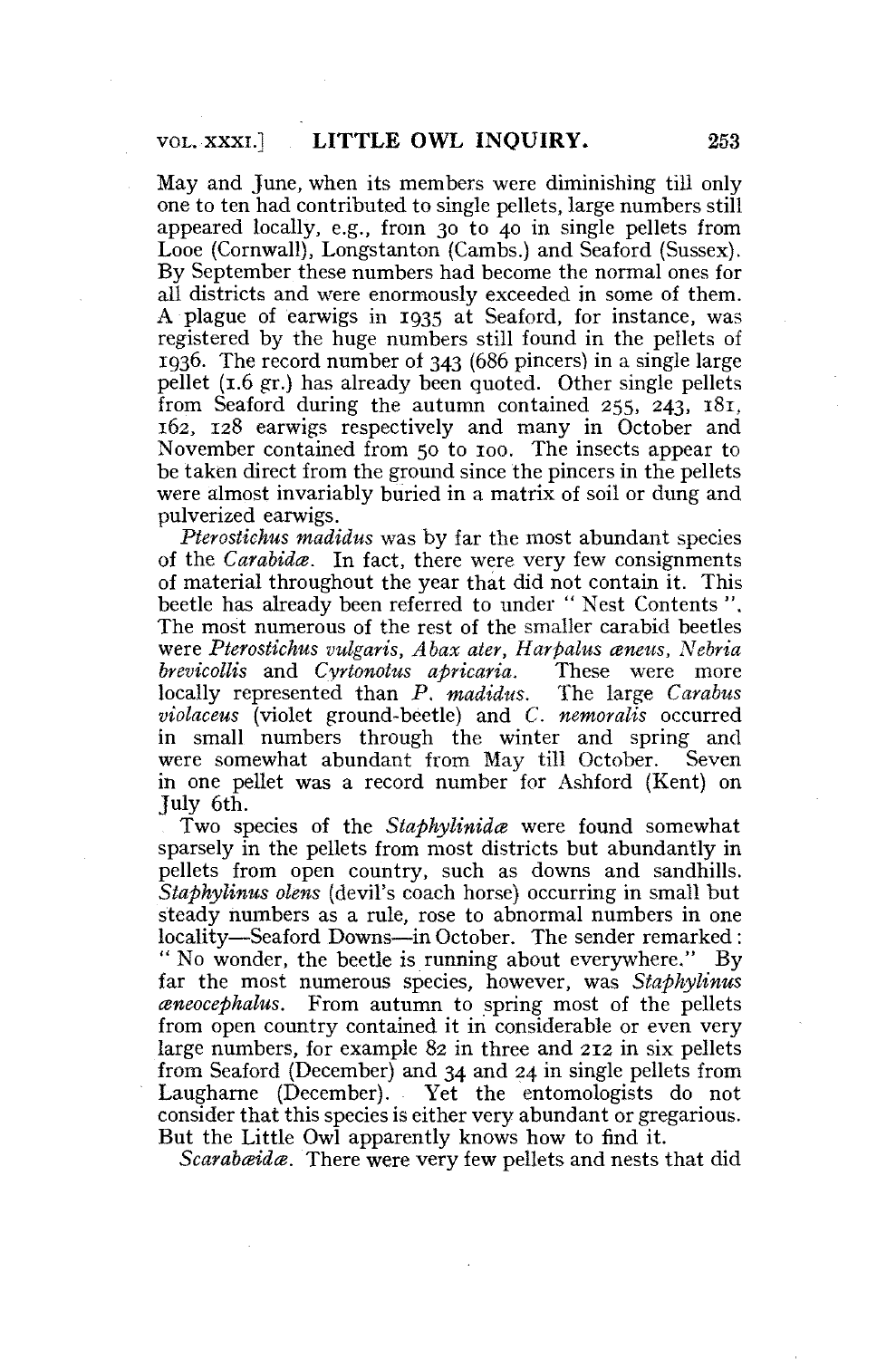May and June, when its members were diminishing till only one to ten had contributed to single pellets, large numbers still appeared locally, e.g., from 30 to 40 in single pellets from Looe (Cornwall), Longstanton (Cambs.) and Seaford (Sussex). By September these numbers had become the normal ones for all districts and were enormously exceeded in some of them. A plague of earwigs in 1935 at Seaford, for instance, was registered by the huge numbers still found in the pellets of 1936. The record number of 343 (686 pincers) in a single large pellet (1.6 gr.) has already been quoted. Other single pellets from Seaford during the autumn contained 255, 243, 181, 162, 128 earwigs respectively and many in October and November contained from 50 to 100. The insects appear to be taken direct from the ground since the pincers in the pellets were almost invariably buried in a matrix of soil or dung and pulverized earwigs.

*Pterostichus madidus* was by far the most abundant species of the *Carabidæ*. In fact, there were very few consignments of material throughout the year that did not contain it. This beetle has already been referred to under " Nest Contents ". The most numerous of the rest of the smaller carabid beetles were *Pterostichus vulgaris, Abax ater, Harpalus æneus, Nebria brevicollis* and *Cyrtonotus apricaria*. These were more locally represented than *P. madidus*. The large *Carabus violaceus* (violet ground-beetle) and *C. nemoralis* occurred in small numbers through the winter and spring and were somewhat abundant from May till October. Seven in one pellet was a record number for Ashford (Kent) on July 6th.

Two species of the *Staphylinidæ* were found somewhat sparsely in the pellets from most districts but abundantly in pellets from open country, such as downs and sandhills. *Staphylinus olens* (devil's coach horse) occurring in small but steady numbers as a rule, rose to abnormal numbers in one locality—Seaford Downs—in October. The sender remarked: " No wonder, the beetle is running about everywhere." By far the most numerous species, however, was *Staphylinus æneocephalus*. From autumn to spring most of the pellets from open country contained it in considerable or even very large numbers, for example 82 in three and 212 in six pellets from Seaford (December) and 34 and 24 in single pellets from Laugharne (December). Yet the entomologists do not consider that this species is either very abundant or gregarious. But the Little Owl apparently knows how to find it.

*Scarabæidæ*. There were very few pellets and nests that did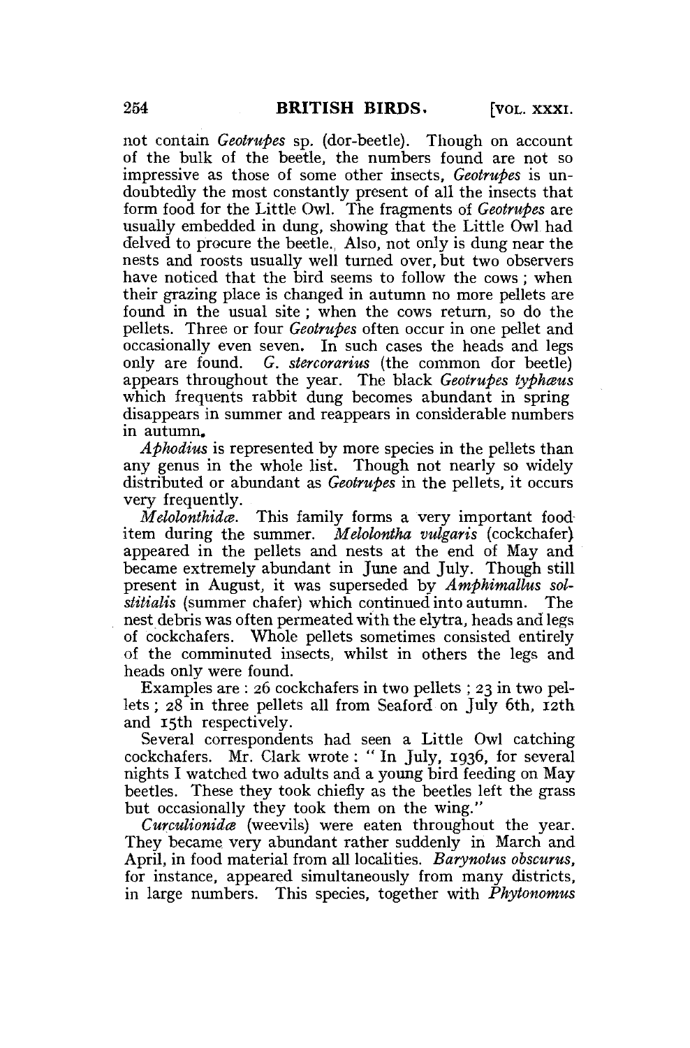not contain *Geotrupes* sp. (dor-beetle). Though on account of the bulk of the beetle, the numbers found are not so impressive as those of some other insects, *Geotrupes* is undoubtedly the most constantly present of all the insects that form food for the Little Owl. The fragments of *Geotrupes* are usually embedded in dung, showing that the Little Owl had delved to procure the beetle. Also, not only is dung near the nests and roosts usually well turned over, but two observers have noticed that the bird seems to follow the cows; when their grazing place is changed in autumn no more pellets are found in the usual site; when the cows return, so do the pellets. Three or four *Geotrupes* often occur in one pellet and occasionally even seven. In such cases the heads and legs only are found. *G. stercorarius* (the common dor beetle) appears throughout the year. The black *Geotrupes typhæus* which frequents rabbit dung becomes abundant in spring disappears in summer and reappears in considerable numbers in autumn.

*Aphodius* is represented by more species in the pellets than any genus in the whole list. Though not nearly so widely distributed or abundant as *Geotrupes* in the pellets, it occurs very frequently.

*Melolonthidæ*. This family forms a very important food item during the summer. *Melolontha vulgaris* (cockchafer) appeared in the pellets and nests at the end of May and became extremely abundant in June and July. Though still present in August, it was superseded by *Amphimallus solstitialis* (summer chafer) which continued into autumn. The nest debris was often permeated with the elytra, heads and legs of cockchafers. Whole pellets sometimes consisted entirely of the comminuted insects, whilst in others the legs and heads only were found.

Examples are: 26 cockchafers in two pellets; 23 in two pellets; 28 in three pellets all from Seaford on July 6th, 12th and 15th respectively.

Several correspondents had seen a Little Owl catching cockchafers. Mr. Clark wrote: "In July, 1936, for several nights I watched two adults and a young bird feeding on May beetles. These they took chiefly as the beetles left the grass but occasionally they took them on the wing."

*Curculionidæ* (weevils) were eaten throughout the year. They became very abundant rather suddenly in March and April, in food material from all localities. *Barynotus obscurus*, for instance, appeared simultaneously from many districts, in large numbers. This species, together with *Phytonomus*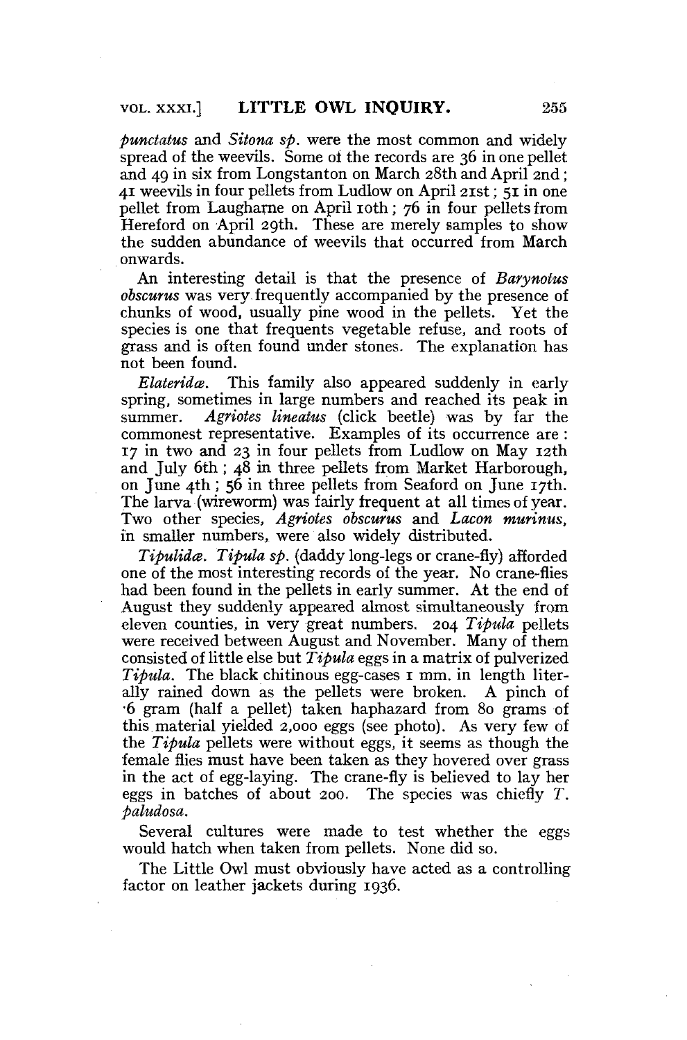*punctatus* and *Sitona sp.* were the most common and widely spread of the weevils. Some of the records are 36 in one pellet and 49 in six from Longstanton on March 28th and April 2nd; 41 weevils in four pellets from Ludlow on April 21st; 51 in one pellet from Laugharne on April 10th; 76 in four pellets from Hereford on April 29th. These are merely samples to show the sudden abundance of weevils that occurred from March onwards.

An interesting detail is that the presence of *Barynotus obscurus* was very frequently accompanied by the presence of chunks of wood, usually pine wood in the pellets. Yet the species is one that frequents vegetable refuse, and roots of grass and is often found under stones. The explanation has not been found.

*Elateridæ.* This family also appeared suddenly in early spring, sometimes in large numbers and reached its peak in summer. *Agriotes lineatus* (click beetle) was by far the commonest representative. Examples of its occurrence are: 17 in two and 23 in four pellets from Ludlow on May 12th and July 6th; 48 in three pellets from Market Harborough, on June 4th; 56 in three pellets from Seaford on June 17th. The larva (wireworm) was fairly frequent at all times of year. Two other species, *Agriotes obscurus* and *Lacon murinus*, in smaller numbers, were also widely distributed.

*Tipulidæ. Tipula sp.* (daddy long-legs or crane-fly) afforded one of the most interesting records of the year. No crane-flies had been found in the pellets in early summer. At the end of August they suddenly appeared almost simultaneously from eleven counties, in very great numbers. 204 *Tipula* pellets were received between August and November. Many of them consisted of little else but *Tipula* eggs in a matrix of pulverized *Tipula*. The black chitinous egg-cases 1 mm. in length literally rained down as the pellets were broken. A pinch of ·6 gram (half a pellet) taken haphazard from 80 grams of this material yielded 2,000 eggs (see photo). As very few of the *Tipula* pellets were without eggs, it seems as though the female flies must have been taken as they hovered over grass in the act of egg-laying. The crane-fly is believed to lay her eggs in batches of about 200. The species was chiefly *T. paludosa*.

Several cultures were made to test whether the eggs would hatch when taken from pellets. None did so.

The Little Owl must obviously have acted as a controlling factor on leather jackets during 1936.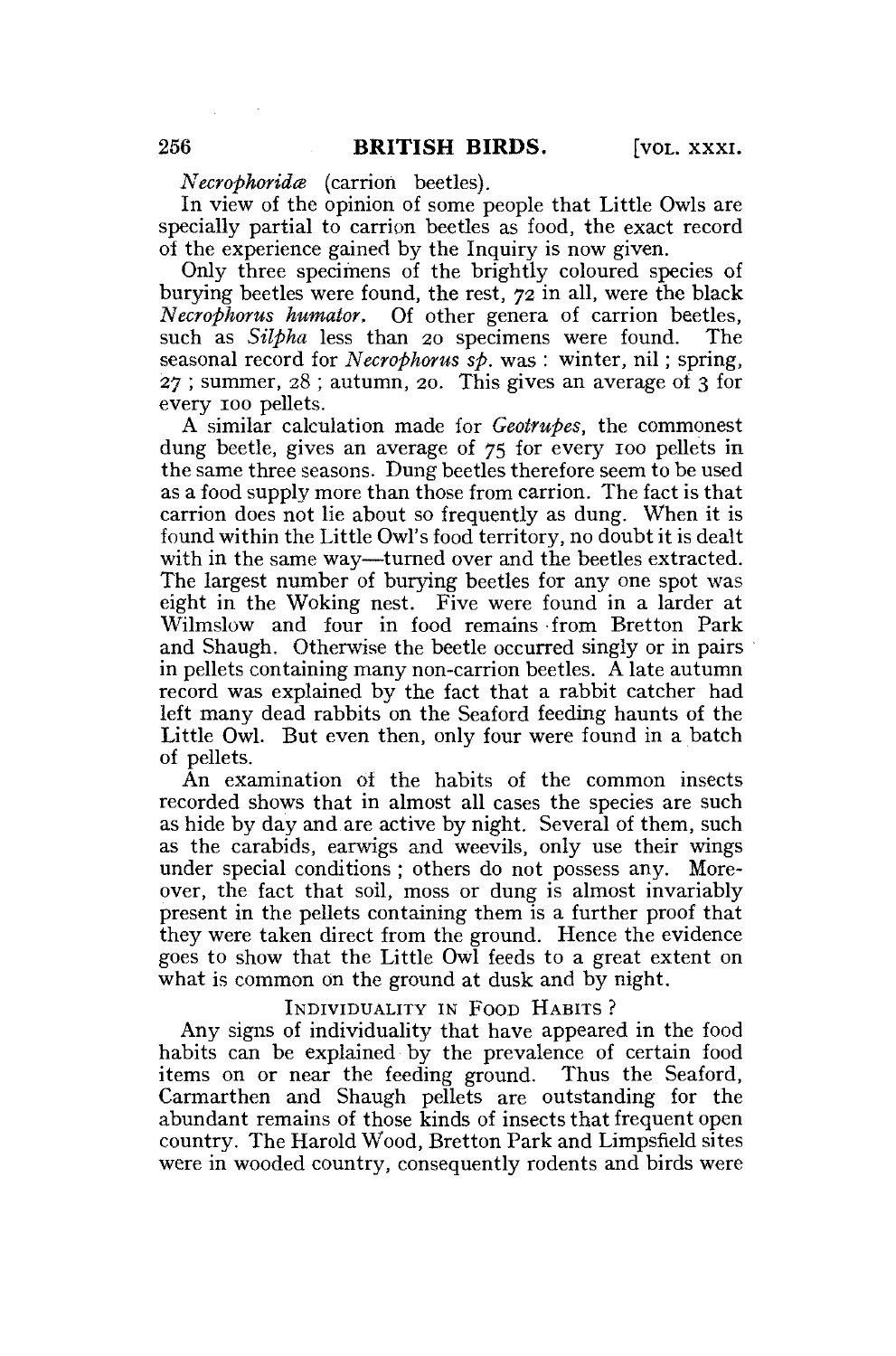*Necrophoridæ* (carrion beetles).

In view of the opinion of some people that Little Owls are specially partial to carrion beetles as food, the exact record of the experience gained by the Inquiry is now given.

Only three specimens of the brightly coloured species of burying beetles were found, the rest, 72 in all, were the black *Necrophorus humator*. Of other genera of carrion beetles, such as *Silpha* less than 20 specimens were found. The seasonal record for *Necrophorus sp.* was: winter, nil; spring, 27; summer, 28; autumn, 20. This gives an average of 3 for every 100 pellets.

A similar calculation made for *Geotrupes*, the commonest dung beetle, gives an average of 75 for every 100 pellets in the same three seasons. Dung beetles therefore seem to be used as a food supply more than those from carrion. The fact is that carrion does not lie about so frequently as dung. When it is found within the Little Owl's food territory, no doubt it is dealt with in the same way—turned over and the beetles extracted. The largest number of burying beetles for any one spot was eight in the Woking nest. Five were found in a larder at Wilmslow and four in food remains from Bretton Park and Shaugh. Otherwise the beetle occurred singly or in pairs in pellets containing many non-carrion beetles. A late autumn record was explained by the fact that a rabbit catcher had left many dead rabbits on the Seaford feeding haunts of the Little Owl. But even then, only four were found in a batch of pellets.

An examination of the habits of the common insects recorded shows that in almost all cases the species are such as hide by day and are active by night. Several of them, such as the carabids, earwigs and weevils, only use their wings under special conditions; others do not possess any. Moreover, the fact that soil, moss or dung is almost invariably present in the pellets containing them is a further proof that they were taken direct from the ground. Hence the evidence goes to show that the Little Owl feeds to a great extent on what is common on the ground at dusk and by night.

## Individuality in Food Habits?

Any signs of individuality that have appeared in the food habits can be explained by the prevalence of certain food items on or near the feeding ground. Thus the Seaford, Carmarthen and Shaugh pellets are outstanding for the abundant remains of those kinds of insects that frequent open country. The Harold Wood, Bretton Park and Limpsfield sites were in wooded country, consequently rodents and birds were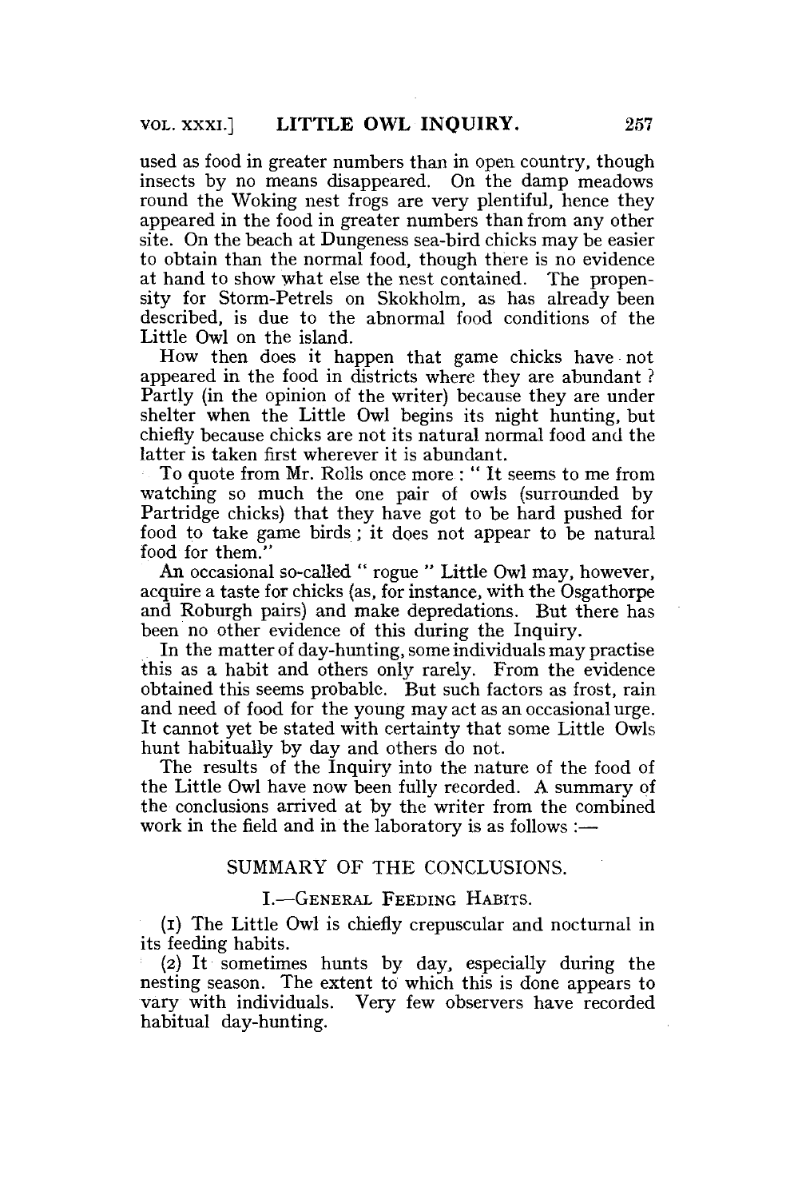used as food in greater numbers than in open country, though insects by no means disappeared. On the damp meadows round the Woking nest frogs are very plentiful, hence they appeared in the food in greater numbers than from any other site. On the beach at Dungeness sea-bird chicks may be easier to obtain than the normal food, though there is no evidence at hand to show what else the nest contained. The propensity for Storm-Petrels on Skokholm, as has already been described, is due to the abnormal food conditions of the Little Owl on the island.

How then does it happen that game chicks have not appeared in the food in districts where they are abundant? Partly (in the opinion of the writer) because they are under shelter when the Little Owl begins its night hunting, but chiefly because chicks are not its natural normal food and the latter is taken first wherever it is abundant.

To quote from Mr. Rolls once more: "It seems to me from watching so much the one pair of owls (surrounded by Partridge chicks) that they have got to be hard pushed for food to take game birds; it does not appear to be natural food for them."

An occasional so-called "rogue" Little Owl may, however, acquire a taste for chicks (as, for instance, with the Osgathorpe and Roburgh pairs) and make depredations. But there has been no other evidence of this during the Inquiry.

In the matter of day-hunting, some individuals may practise this as a habit and others only rarely. From the evidence obtained this seems probable. But such factors as frost, rain and need of food for the young may act as an occasional urge. It cannot yet be stated with certainty that some Little Owls hunt habitually by day and others do not.

The results of the Inquiry into the nature of the food of the Little Owl have now been fully recorded. A summary of the conclusions arrived at by the writer from the combined work in the field and in the laboratory is as follows:—

## SUMMARY OF THE CONCLUSIONS.

### I.—General Feeding Habits.

(1) The Little Owl is chiefly crepuscular and nocturnal in its feeding habits.

(2) It sometimes hunts by day, especially during the nesting season. The extent to which this is done appears to vary with individuals. Very few observers have recorded habitual day-hunting.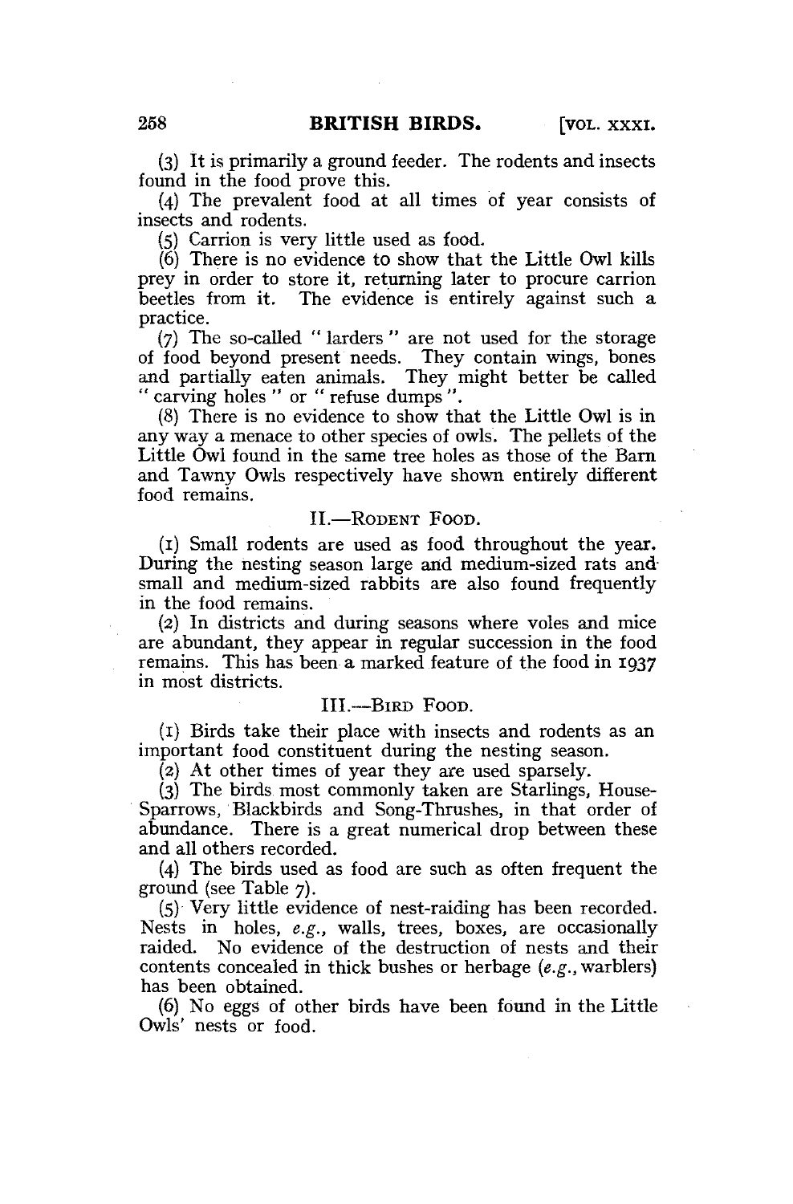(3) It is primarily a ground feeder. The rodents and insects found in the food prove this.

(4) The prevalent food at all times of year consists of insects and rodents.

(5) Carrion is very little used as food.

(6) There is no evidence to show that the Little Owl kills prey in order to store it, returning later to procure carrion beetles from it. The evidence is entirely against such a practice.

(7) The so-called "larders" are not used for the storage of food beyond present needs. They contain wings, bones and partially eaten animals. They might better be called "carving holes" or "refuse dumps".

(8) There is no evidence to show that the Little Owl is in any way a menace to other species of owls. The pellets of the Little Owl found in the same tree holes as those of the Barn and Tawny Owls respectively have shown entirely different food remains.

## II.—Rodent Food.

(1) Small rodents are used as food throughout the year. During the nesting season large and medium-sized rats and small and medium-sized rabbits are also found frequently in the food remains.

(2) In districts and during seasons where voles and mice are abundant, they appear in regular succession in the food remains. This has been a marked feature of the food in 1937 in most districts.

## III.—Bird Food.

(1) Birds take their place with insects and rodents as an important food constituent during the nesting season.

(2) At other times of year they are used sparsely.

(3) The birds most commonly taken are Starlings, House-Sparrows, Blackbirds and Song-Thrushes, in that order of abundance. There is a great numerical drop between these and all others recorded.

(4) The birds used as food are such as often frequent the ground (see Table 7).

(5) Very little evidence of nest-raiding has been recorded. Nests in holes, *e.g.*, walls, trees, boxes, are occasionally raided. No evidence of the destruction of nests and their contents concealed in thick bushes or herbage (*e.g.*, warblers) has been obtained.

(6) No eggs of other birds have been found in the Little Owls' nests or food.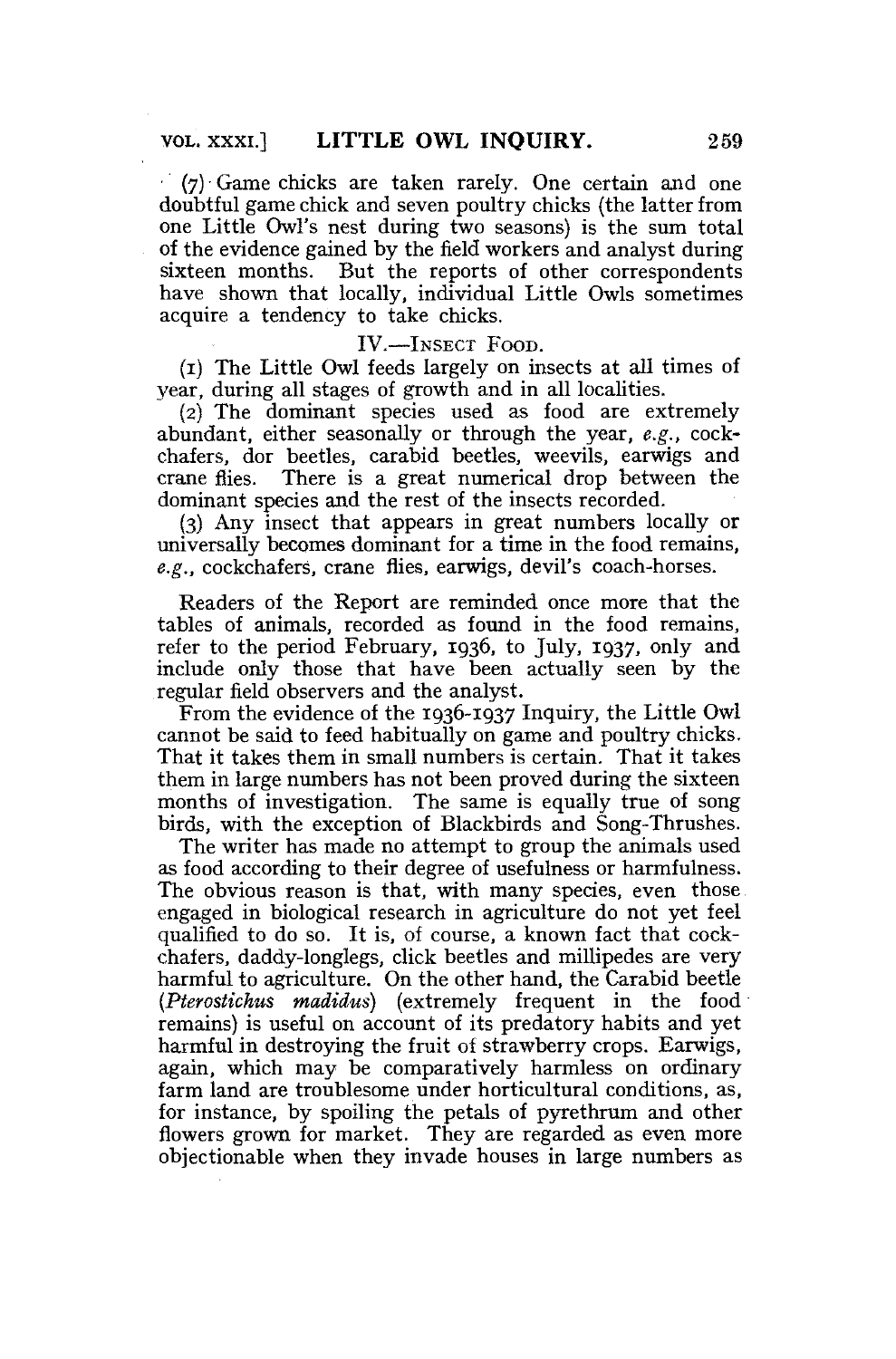(7) Game chicks are taken rarely. One certain and one doubtful game chick and seven poultry chicks (the latter from one Little Owl's nest during two seasons) is the sum total of the evidence gained by the field workers and analyst during sixteen months. But the reports of other correspondents have shown that locally, individual Little Owls sometimes acquire a tendency to take chicks.

### IV.—Insect Food.

(1) The Little Owl feeds largely on insects at all times of year, during all stages of growth and in all localities.

(2) The dominant species used as food are extremely abundant, either seasonally or through the year, *e.g.*, cockchafers, dor beetles, carabid beetles, weevils, earwigs and crane flies. There is a great numerical drop between the dominant species and the rest of the insects recorded.

(3) Any insect that appears in great numbers locally or universally becomes dominant for a time in the food remains, *e.g.*, cockchafers, crane flies, earwigs, devil's coach-horses.

Readers of the Report are reminded once more that the tables of animals, recorded as found in the food remains, refer to the period February, 1936, to July, 1937, only and include only those that have been actually seen by the regular field observers and the analyst.

From the evidence of the 1936-1937 Inquiry, the Little Owl cannot be said to feed habitually on game and poultry chicks. That it takes them in small numbers is certain. That it takes them in large numbers has not been proved during the sixteen months of investigation. The same is equally true of song birds, with the exception of Blackbirds and Song-Thrushes.

The writer has made no attempt to group the animals used as food according to their degree of usefulness or harmfulness. The obvious reason is that, with many species, even those engaged in biological research in agriculture do not yet feel qualified to do so. It is, of course, a known fact that cockchafers, daddy-longlegs, click beetles and millipedes are very harmful to agriculture. On the other hand, the Carabid beetle (*Pterostichus madidus*) (extremely frequent in the food remains) is useful on account of its predatory habits and yet harmful in destroying the fruit of strawberry crops. Earwigs, again, which may be comparatively harmless on ordinary farm land are troublesome under horticultural conditions, as, for instance, by spoiling the petals of pyrethrum and other flowers grown for market. They are regarded as even more objectionable when they invade houses in large numbers as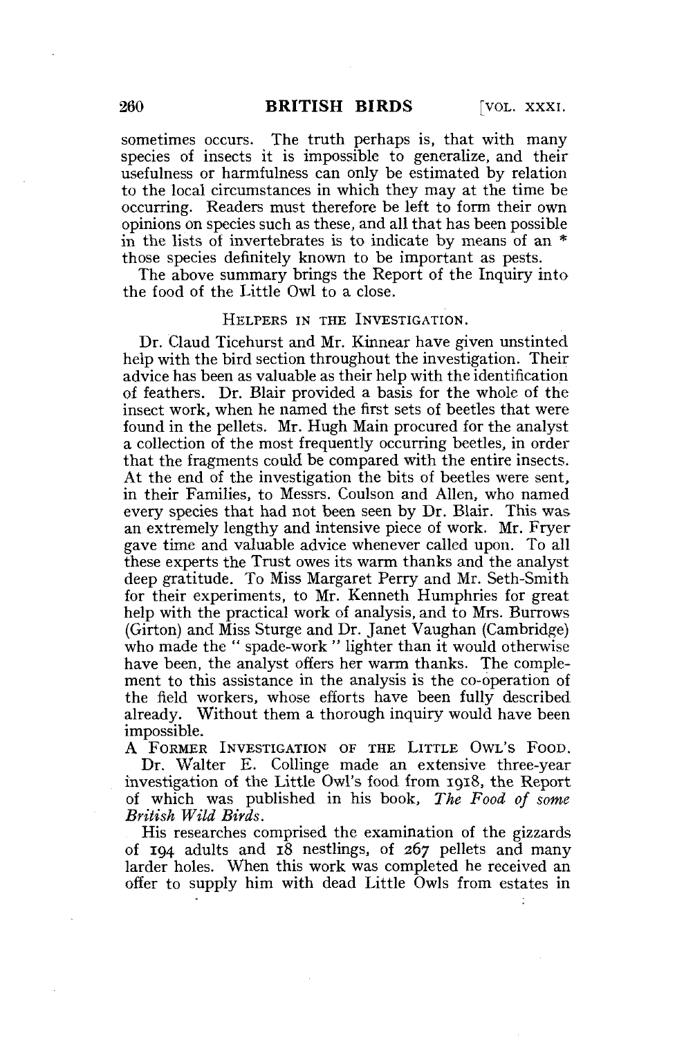sometimes occurs. The truth perhaps is, that with many species of insects it is impossible to generalize, and their usefulness or harmfulness can only be estimated by relation to the local circumstances in which they may at the time be occurring. Readers must therefore be left to form their own opinions on species such as these, and all that has been possible in the lists of invertebrates is to indicate by means of an * those species definitely known to be important as pests.

The above summary brings the Report of the Inquiry into the food of the Little Owl to a close.

### Helpers in the Investigation.

Dr. Claud Ticehurst and Mr. Kinnear have given unstinted help with the bird section throughout the investigation. Their advice has been as valuable as their help with the identification of feathers. Dr. Blair provided a basis for the whole of the insect work, when he named the first sets of beetles that were found in the pellets. Mr. Hugh Main procured for the analyst a collection of the most frequently occurring beetles, in order that the fragments could be compared with the entire insects. At the end of the investigation the bits of beetles were sent, in their Families, to Messrs. Coulson and Allen, who named every species that had not been seen by Dr. Blair. This was an extremely lengthy and intensive piece of work. Mr. Fryer gave time and valuable advice whenever called upon. To all these experts the Trust owes its warm thanks and the analyst deep gratitude. To Miss Margaret Perry and Mr. Seth-Smith for their experiments, to Mr. Kenneth Humphries for great help with the practical work of analysis, and to Mrs. Burrows (Girton) and Miss Sturge and Dr. Janet Vaughan (Cambridge) who made the " spade-work " lighter than it would otherwise have been, the analyst offers her warm thanks. The complement to this assistance in the analysis is the co-operation of the field workers, whose efforts have been fully described already. Without them a thorough inquiry would have been impossible.

### A Former Investigation of the Little Owl's Food.

Dr. Walter E. Collinge made an extensive three-year investigation of the Little Owl's food from 1918, the Report of which was published in his book, *The Food of some British Wild Birds.*

His researches comprised the examination of the gizzards of 194 adults and 18 nestlings, of 267 pellets and many larder holes. When this work was completed he received an offer to supply him with dead Little Owls from estates in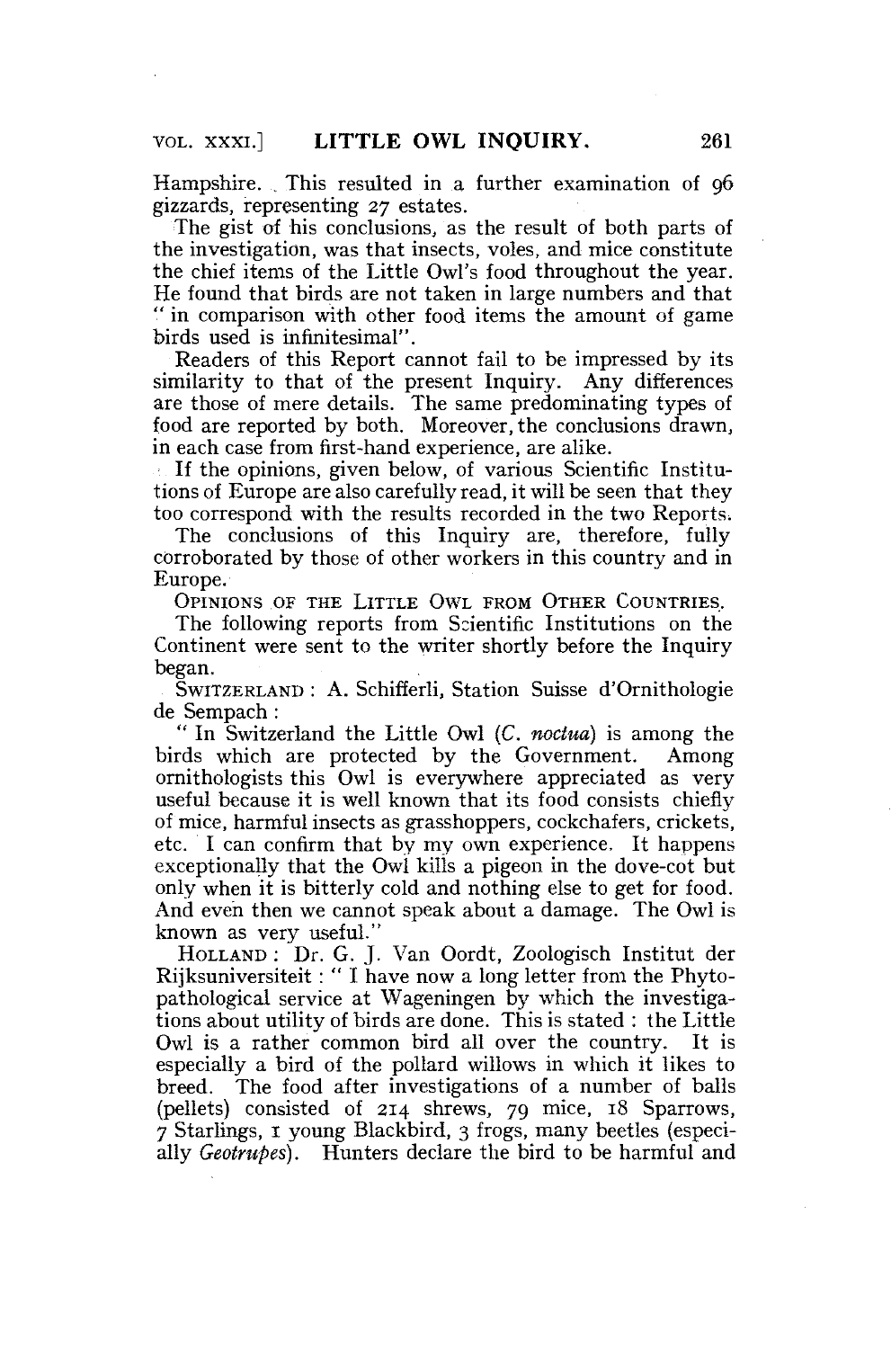Hampshire. This resulted in a further examination of 96 gizzards, representing 27 estates.

The gist of his conclusions, as the result of both parts of the investigation, was that insects, voles, and mice constitute the chief items of the Little Owl's food throughout the year. He found that birds are not taken in large numbers and that "in comparison with other food items the amount of game birds used is infinitesimal".

Readers of this Report cannot fail to be impressed by its similarity to that of the present Inquiry. Any differences are those of mere details. The same predominating types of food are reported by both. Moreover, the conclusions drawn, in each case from first-hand experience, are alike.

If the opinions, given below, of various Scientific Institutions of Europe are also carefully read, it will be seen that they too correspond with the results recorded in the two Reports.

The conclusions of this Inquiry are, therefore, fully corroborated by those of other workers in this country and in Europe.

## Opinions of the Little Owl from Other Countries.

The following reports from Scientific Institutions on the Continent were sent to the writer shortly before the Inquiry began.

Switzerland : A. Schifferli, Station Suisse d'Ornithologie de Sempach :

" In Switzerland the Little Owl (*C. noctua*) is among the birds which are protected by the Government. Among ornithologists this Owl is everywhere appreciated as very useful because it is well known that its food consists chiefly of mice, harmful insects as grasshoppers, cockchafers, crickets, etc. I can confirm that by my own experience. It happens exceptionally that the Owl kills a pigeon in the dove-cot but only when it is bitterly cold and nothing else to get for food. And even then we cannot speak about a damage. The Owl is known as very useful."

Holland : Dr. G. J. Van Oordt, Zoologisch Institut der Rijksuniversiteit : " I have now a long letter from the Phytopathological service at Wageningen by which the investigations about utility of birds are done. This is stated : the Little Owl is a rather common bird all over the country. It is especially a bird of the pollard willows in which it likes to breed. The food after investigations of a number of balls (pellets) consisted of 214 shrews, 79 mice, 18 Sparrows, 7 Starlings, 1 young Blackbird, 3 frogs, many beetles (especially *Geotrupes*). Hunters declare the bird to be harmful and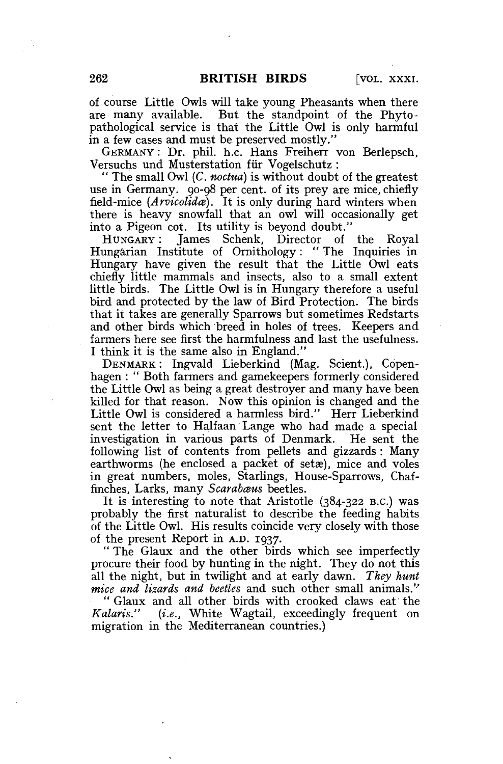of course Little Owls will take young Pheasants when there are many available. But the standpoint of the Phytopathological service is that the Little Owl is only harmful in a few cases and must be preserved mostly."

GERMANY: Dr. phil. h.c. Hans Freiherr von Berlepsch, Versuchs und Musterstation für Vogelschutz:

"The small Owl (*C. noctua*) is without doubt of the greatest use in Germany. 90-98 per cent. of its prey are mice, chiefly field-mice (*Arvicolidæ*). It is only during hard winters when there is heavy snowfall that an owl will occasionally get into a Pigeon cot. Its utility is beyond doubt."

HUNGARY: James Schenk, Director of the Royal Hungarian Institute of Ornithology: "The Inquiries in Hungary have given the result that the Little Owl eats chiefly little mammals and insects, also to a small extent little birds. The Little Owl is in Hungary therefore a useful bird and protected by the law of Bird Protection. The birds that it takes are generally Sparrows but sometimes Redstarts and other birds which breed in holes of trees. Keepers and farmers here see first the harmfulness and last the usefulness. I think it is the same also in England."

DENMARK: Ingvald Lieberkind (Mag. Scient.), Copenhagen: "Both farmers and gamekeepers formerly considered the Little Owl as being a great destroyer and many have been killed for that reason. Now this opinion is changed and the Little Owl is considered a harmless bird." Herr Lieberkind sent the letter to Halfaan Lange who had made a special investigation in various parts of Denmark. He sent the following list of contents from pellets and gizzards: Many earthworms (he enclosed a packet of setæ), mice and voles in great numbers, moles, Starlings, House-Sparrows, Chaffinches, Larks, many *Scarabæus* beetles.

It is interesting to note that Aristotle (384-322 B.C.) was probably the first naturalist to describe the feeding habits of the Little Owl. His results coincide very closely with those of the present Report in A.D. 1937.

"The Glaux and the other birds which see imperfectly procure their food by hunting in the night. They do not this all the night, but in twilight and at early dawn. *They hunt mice and lizards and beetles* and such other small animals."

"Glaux and all other birds with crooked claws eat the *Kalaris*." (*i.e.*, White Wagtail, exceedingly frequent on migration in the Mediterranean countries.)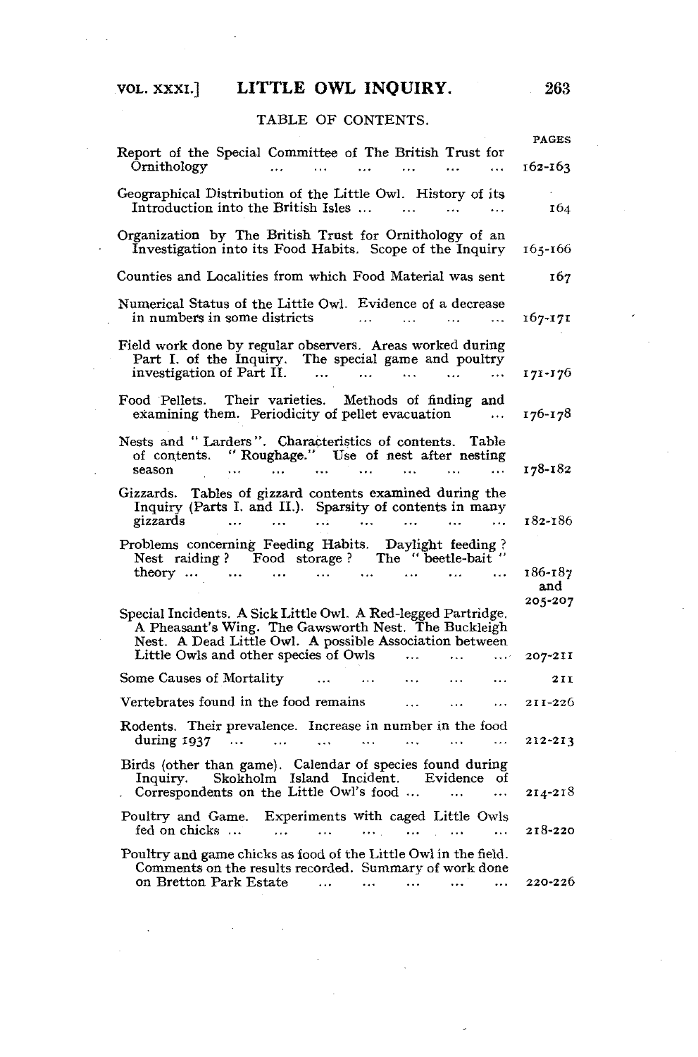## TABLE OF CONTENTS.

| | PAGES |
|---|---|
| Report of the Special Committee of The British Trust for Ornithology | 162-163 |
| Geographical Distribution of the Little Owl. History of its Introduction into the British Isles | 164 |
| Organization by The British Trust for Ornithology of an Investigation into its Food Habits. Scope of the Inquiry | 165-166 |
| Counties and Localities from which Food Material was sent | 167 |
| Numerical Status of the Little Owl. Evidence of a decrease in numbers in some districts | 167-171 |
| Field work done by regular observers. Areas worked during Part I. of the Inquiry. The special game and poultry investigation of Part II. | 171-176 |
| Food Pellets. Their varieties. Methods of finding and examining them. Periodicity of pellet evacuation | 176-178 |
| Nests and "Larders". Characteristics of contents. Table of contents. "Roughage." Use of nest after nesting season | 178-182 |
| Gizzards. Tables of gizzard contents examined during the Inquiry (Parts I. and II.). Sparsity of contents in many gizzards | 182-186 |
| Problems concerning Feeding Habits. Daylight feeding? Nest raiding? Food storage? The "beetle-bait" theory | 186-187 and 205-207 |
| Special Incidents. A Sick Little Owl. A Red-legged Partridge. A Pheasant's Wing. The Gawsworth Nest. The Buckleigh Nest. A Dead Little Owl. A possible Association between Little Owls and other species of Owls | 207-211 |
| Some Causes of Mortality | 211 |
| Vertebrates found in the food remains | 211-226 |
| Rodents. Their prevalence. Increase in number in the food during 1937 | 212-213 |
| Birds (other than game). Calendar of species found during Inquiry. Skokholm Island Incident. Evidence of Correspondents on the Little Owl's food | 214-218 |
| Poultry and Game. Experiments with caged Little Owls fed on chicks | 218-220 |
| Poultry and game chicks as food of the Little Owl in the field. Comments on the results recorded. Summary of work done on Bretton Park Estate | 220-226 |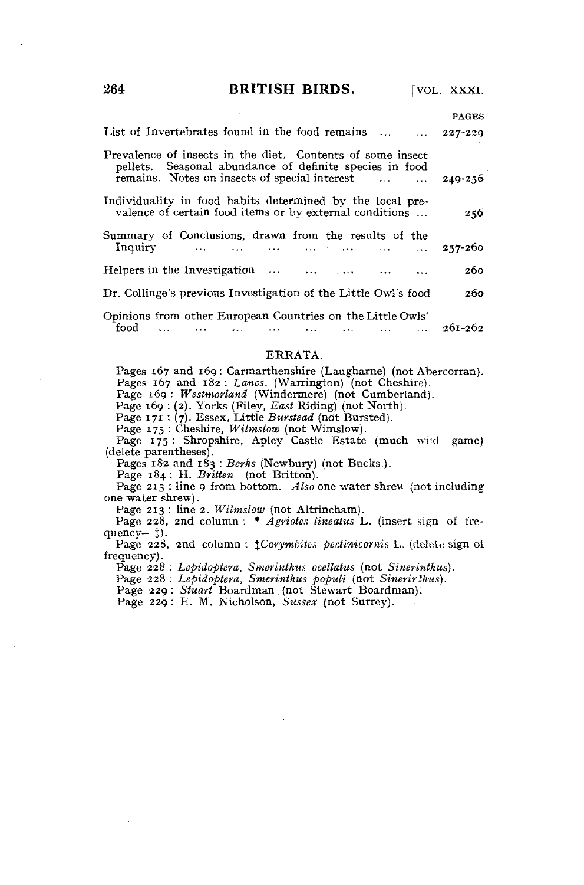| | PAGES |
|---|---|
| List of Invertebrates found in the food remains ... ... | 227-229 |
| Prevalence of insects in the diet. Contents of some insect pellets. Seasonal abundance of definite species in food remains. Notes on insects of special interest ... ... | 249-256 |
| Individuality in food habits determined by the local prevalence of certain food items or by external conditions ... | 256 |
| Summary of Conclusions, drawn from the results of the Inquiry ... ... ... ... ... ... ... | 257-260 |
| Helpers in the Investigation ... ... ... ... ... | 260 |
| Dr. Collinge's previous Investigation of the Little Owl's food | 260 |
| Opinions from other European Countries on the Little Owls' food ... ... ... ... ... ... ... ... | 261-262 |

## ERRATA.

Pages 167 and 169: Carmarthenshire (Laugharne) (not Abercorran).
Pages 167 and 182: *Lancs.* (Warrington) (not Cheshire).
Page 169: *Westmorland* (Windermere) (not Cumberland).
Page 169: (2). Yorks (Filey, *East* Riding) (not North).
Page 171: (7). Essex, Little *Burstead* (not Bursted).
Page 175: Cheshire, *Wilmslow* (not Wimslow).
Page 175: Shropshire, Apley Castle Estate (much wild game) (delete parentheses).
Pages 182 and 183: *Berks* (Newbury) (not Bucks.).
Page 184: H. *Britten* (not Britton).
Page 213: line 9 from bottom. *Also* one water shrew (not including one water shrew).
Page 213: line 2. *Wilmslow* (not Altrincham).
Page 228, 2nd column: * *Agriotes lineatus* L. (insert sign of frequency—‡).
Page 228, 2nd column: ‡*Corymbites pectinicornis* L. (delete sign of frequency).
Page 228: *Lepidoptera, Smerinthus ocellatus* (not *Sinerinthus*).
Page 228: *Lepidoptera, Smerinthus populi* (not *Sinerinthus*).
Page 229: *Stuart* Boardman (not Stewart Boardman).
Page 229: E. M. Nicholson, *Sussex* (not Surrey).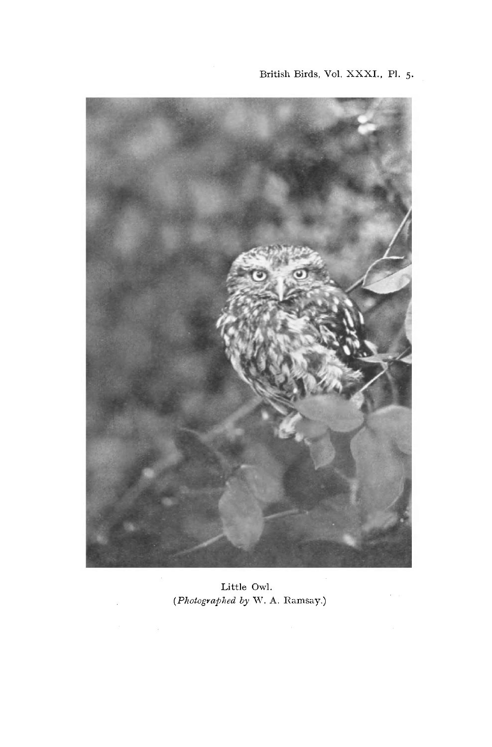Little Owl.
(*Photographed by* W. A. Ramsay.)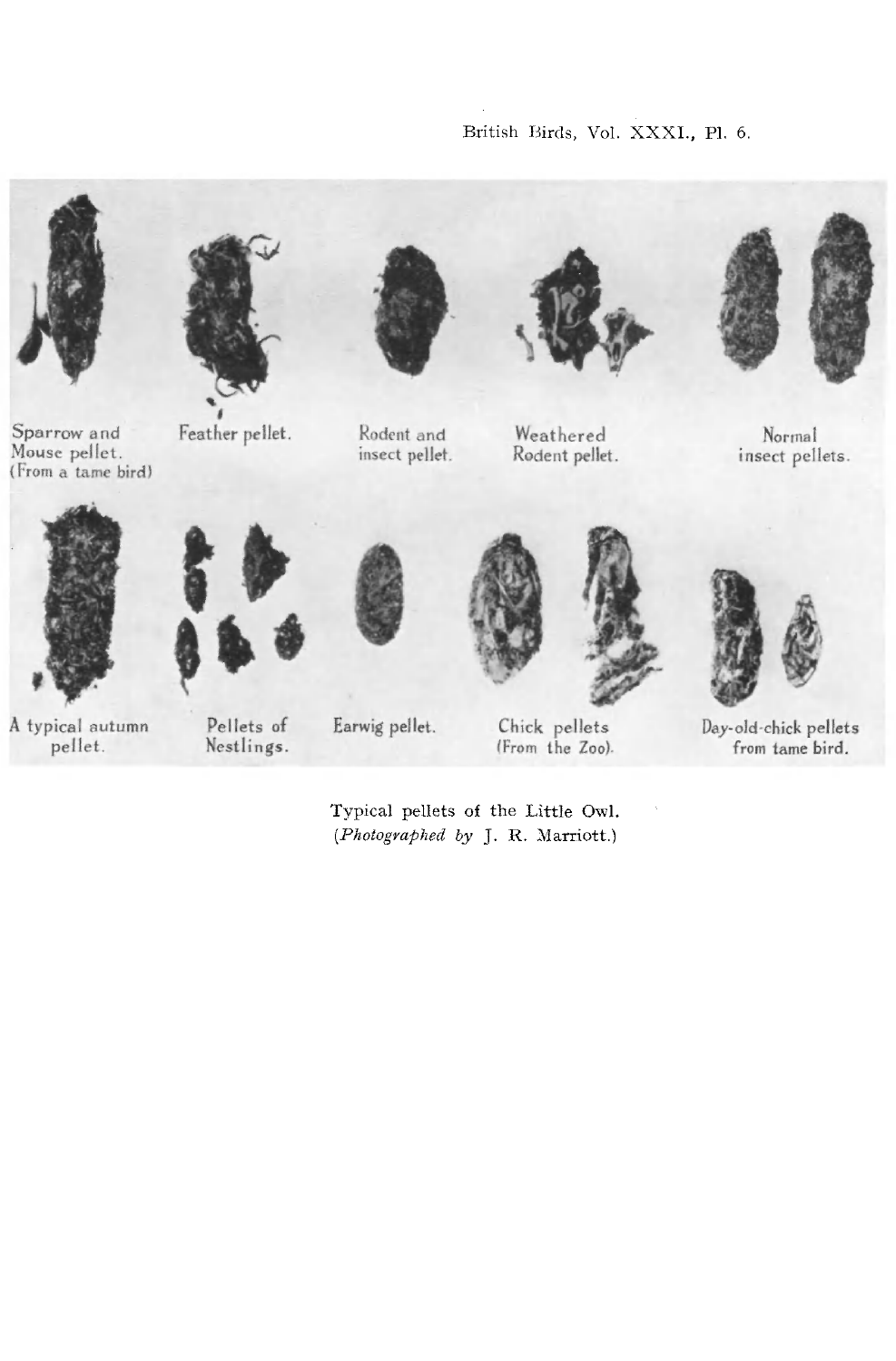Sparrow and Mouse pellet. (From a tame bird)

Feather pellet.

Rodent and insect pellet.

Weathered Rodent pellet.

Normal insect pellets.

A typical autumn pellet.

Pellets of Nestlings.

Earwig pellet.

Chick pellets (From the Zoo).

Day-old-chick pellets from tame bird.

Typical pellets of the Little Owl.
(*Photographed by* J. R. Marriott.)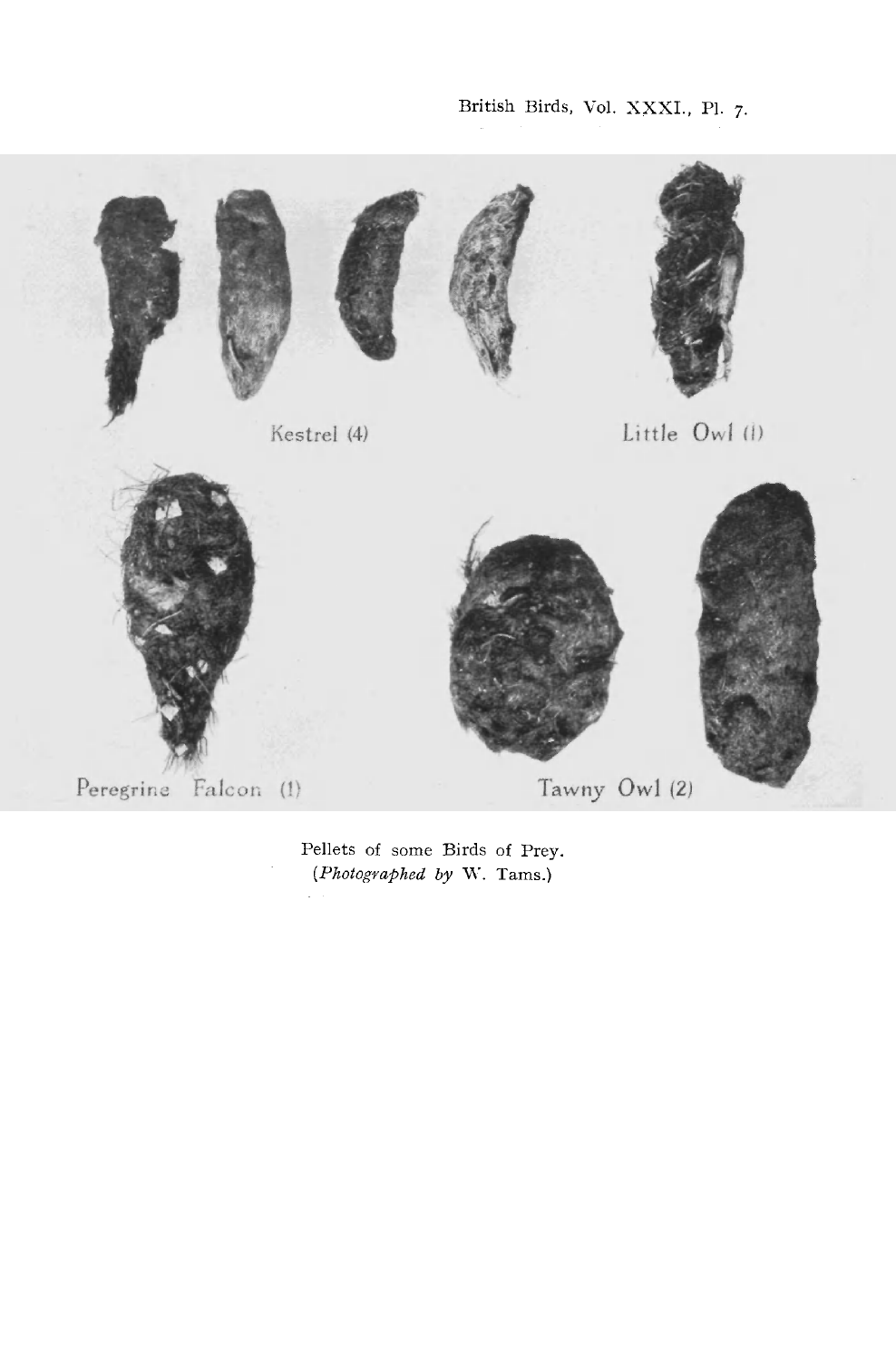Kestrel (4)

Little Owl (1)

Peregrine Falcon (1)

Tawny Owl (2)

Pellets of some Birds of Prey.
(*Photographed by* W. Tams.)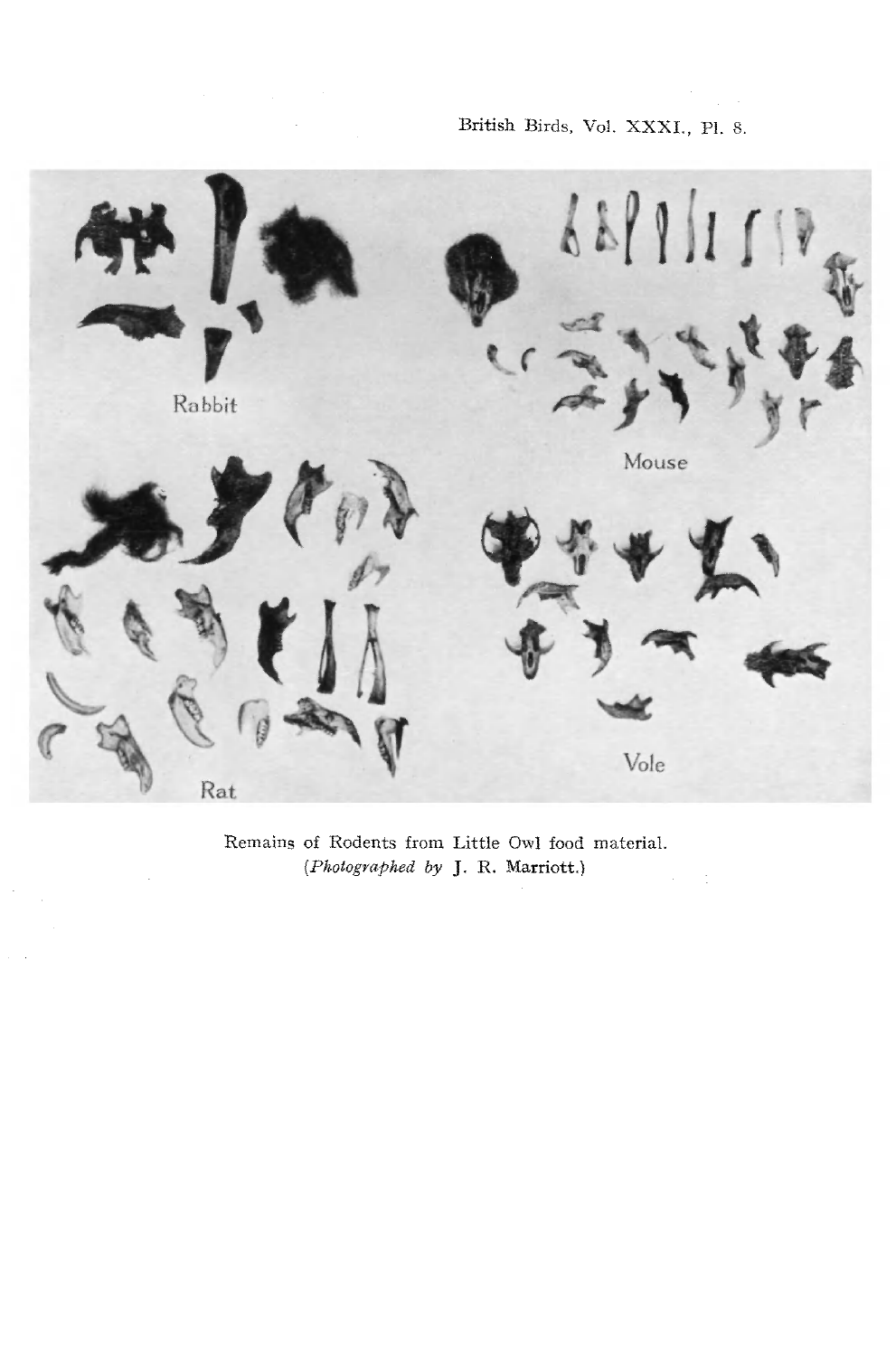Remains of Rodents from Little Owl food material.
(*Photographed by* J. R. Marriott.)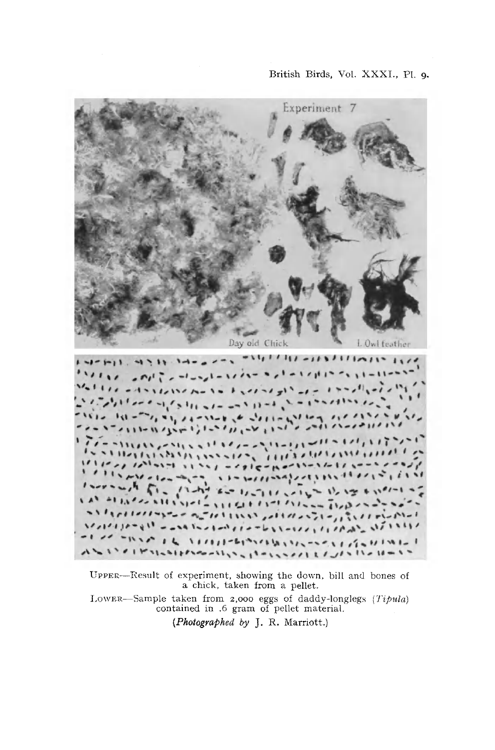UPPER—Result of experiment, showing the down, bill and bones of a chick, taken from a pellet.

LOWER—Sample taken from 2,000 eggs of daddy-longlegs (*Tipula*) contained in .6 gram of pellet material.

(*Photographed by* J. R. Marriott.)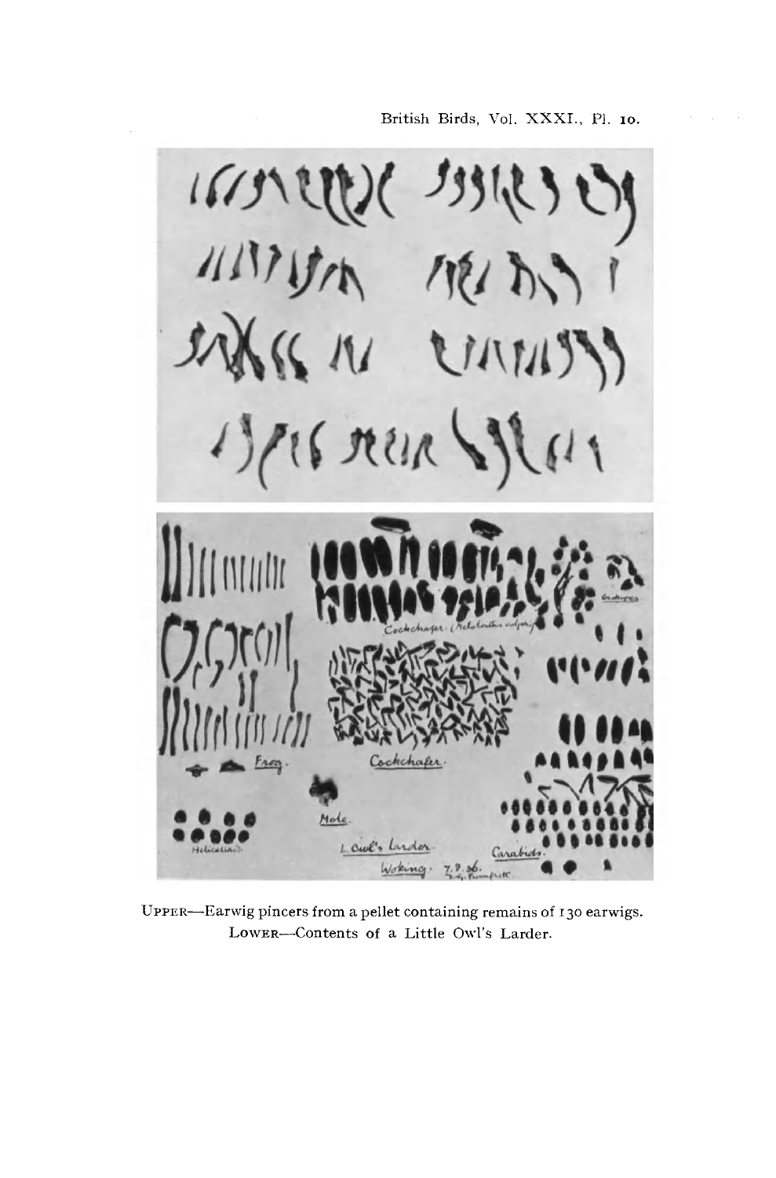UPPER—Earwig pincers from a pellet containing remains of 130 earwigs.

LOWER—Contents of a Little Owl's Larder.